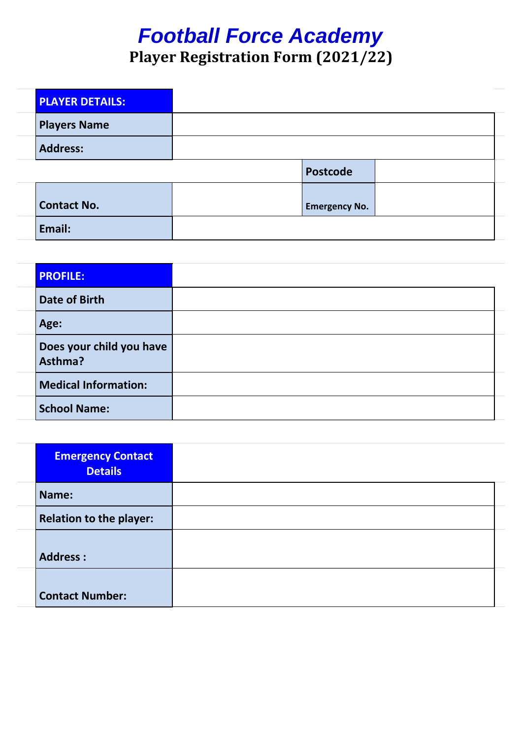# Football Force Academy

## Player Registration Form (2021/22)

| PLAYER DETAILS: | | | |
|---|---|---|---|
| **Players Name** | | | |
| **Address:** | | | |
| | | **Postcode** | |
| **Contact No.** | | **Emergency No.** | |
| **Email:** | | | |

| PROFILE: | |
|---|---|
| **Date of Birth** | |
| **Age:** | |
| **Does your child you have Asthma?** | |
| **Medical Information:** | |
| **School Name:** | |

| Emergency Contact Details | |
|---|---|
| **Name:** | |
| **Relation to the player:** | |
| **Address :** | |
| **Contact Number:** | |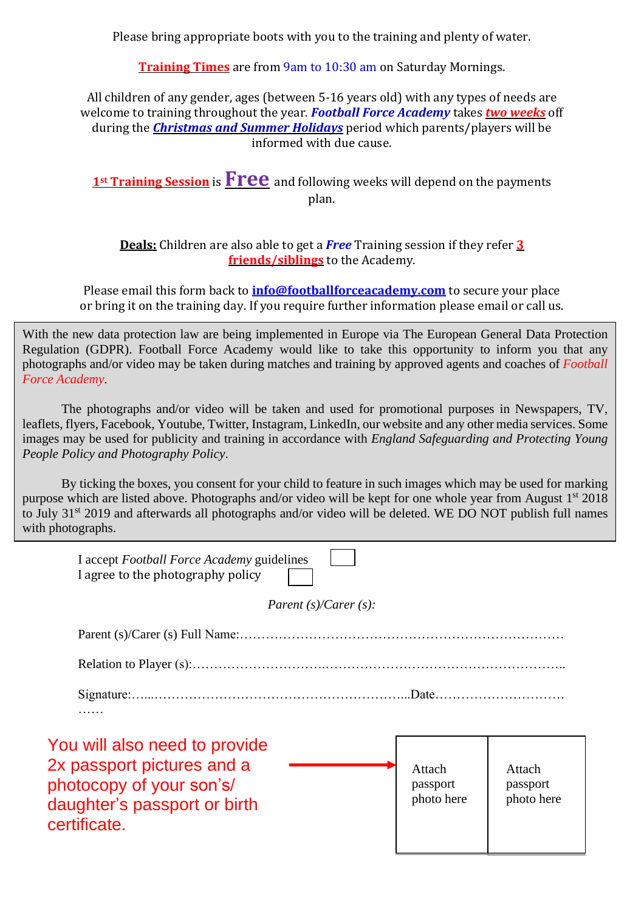Please bring appropriate boots with you to the training and plenty of water.

**Training Times** are from 9am to 10:30 am on Saturday Mornings.

All children of any gender, ages (between 5-16 years old) with any types of needs are welcome to training throughout the year. ***Football Force Academy*** takes ***two weeks*** off during the ***Christmas and Summer Holidays*** period which parents/players will be informed with due cause.

**1st Training Session** is **Free** and following weeks will depend on the payments plan.

**Deals:** Children are also able to get a ***Free*** Training session if they refer **3 friends/siblings** to the Academy.

Please email this form back to **info@footballforceacademy.com** to secure your place or bring it on the training day. If you require further information please email or call us.

With the new data protection law are being implemented in Europe via The European General Data Protection Regulation (GDPR). Football Force Academy would like to take this opportunity to inform you that any photographs and/or video may be taken during matches and training by approved agents and coaches of *Football Force Academy*.

The photographs and/or video will be taken and used for promotional purposes in Newspapers, TV, leaflets, flyers, Facebook, Youtube, Twitter, Instagram, LinkedIn, our website and any other media services. Some images may be used for publicity and training in accordance with *England Safeguarding and Protecting Young People Policy and Photography Policy*.

By ticking the boxes, you consent for your child to feature in such images which may be used for marking purpose which are listed above. Photographs and/or video will be kept for one whole year from August 1st 2018 to July 31st 2019 and afterwards all photographs and/or video will be deleted. WE DO NOT publish full names with photographs.

I accept *Football Force Academy* guidelines ☐

I agree to the photography policy ☐

*Parent (s)/Carer (s):*

Parent (s)/Carer (s) Full Name:……………………………………………………………………

Relation to Player (s):…………………………..………………………………………………..

Signature:…..…………………………………………………...Date…………………………
……

You will also need to provide 2x passport pictures and a photocopy of your son's/ daughter's passport or birth certificate.

| Attach passport photo here | Attach passport photo here |
|---|---|